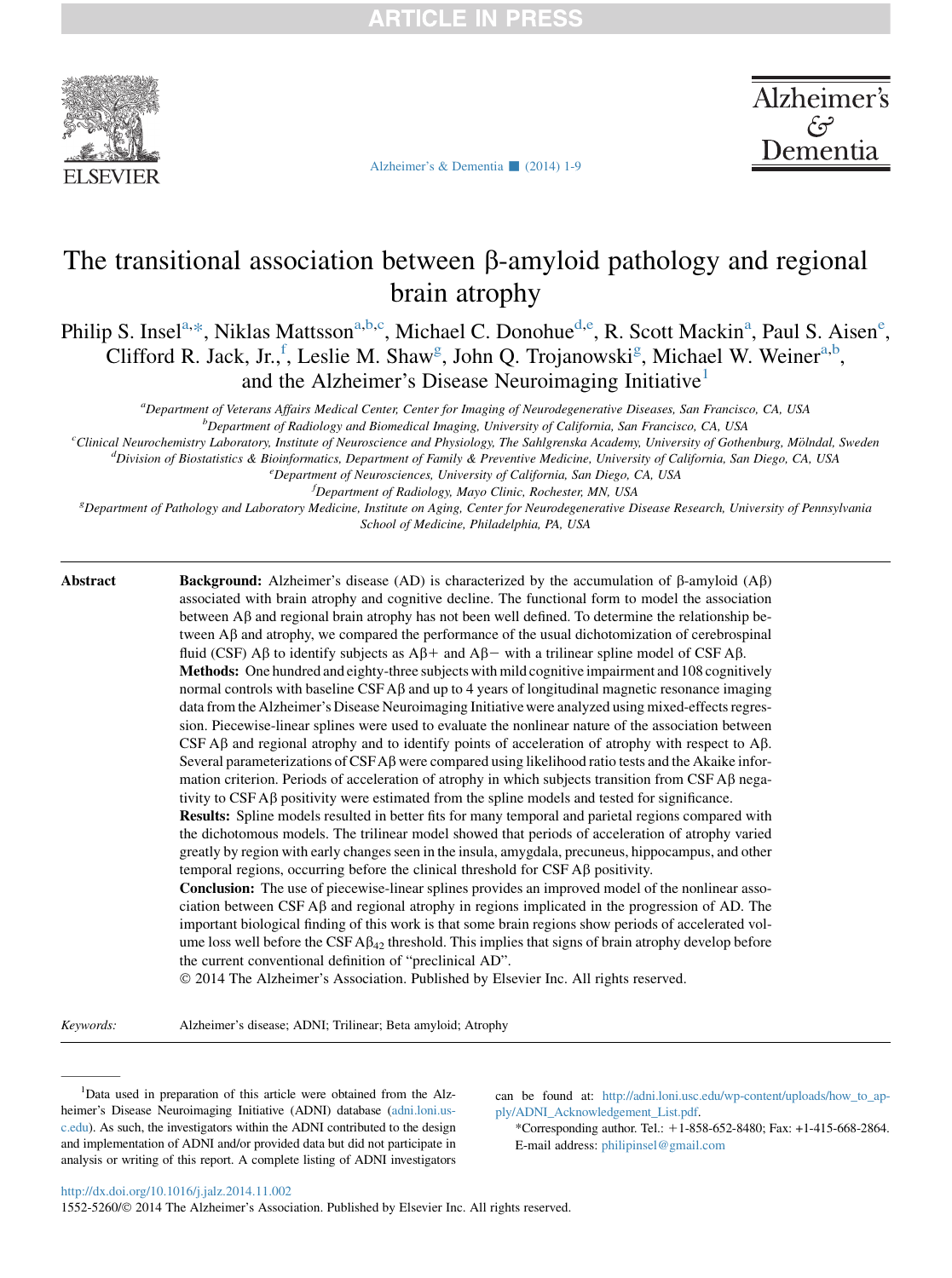# The transitional association between β-amyloid pathology and regional brain atrophy

Philip S. Insel[a,*], Niklas Mattsson[a,b,c], Michael C. Donohue[d,e], R. Scott Mackin[a], Paul S. Aisen[e], Clifford R. Jack, Jr.,[f], Leslie M. Shaw[g], John Q. Trojanowski[g], Michael W. Weiner[a,b], and the Alzheimer's Disease Neuroimaging Initiative[1]

[a]Department of Veterans Affairs Medical Center, Center for Imaging of Neurodegenerative Diseases, San Francisco, CA, USA

[b]Department of Radiology and Biomedical Imaging, University of California, San Francisco, CA, USA

[c]Clinical Neurochemistry Laboratory, Institute of Neuroscience and Physiology, The Sahlgrenska Academy, University of Gothenburg, Mölndal, Sweden

[d]Division of Biostatistics & Bioinformatics, Department of Family & Preventive Medicine, University of California, San Diego, CA, USA

[e]Department of Neurosciences, University of California, San Diego, CA, USA

[f]Department of Radiology, Mayo Clinic, Rochester, MN, USA

[g]Department of Pathology and Laboratory Medicine, Institute on Aging, Center for Neurodegenerative Disease Research, University of Pennsylvania School of Medicine, Philadelphia, PA, USA

**Abstract**

**Background:** Alzheimer's disease (AD) is characterized by the accumulation of β-amyloid (Aβ) associated with brain atrophy and cognitive decline. The functional form to model the association between Aβ and regional brain atrophy has not been well defined. To determine the relationship between Aβ and atrophy, we compared the performance of the usual dichotomization of cerebrospinal fluid (CSF) Aβ to identify subjects as Aβ+ and Aβ− with a trilinear spline model of CSF Aβ.

**Methods:** One hundred and eighty-three subjects with mild cognitive impairment and 108 cognitively normal controls with baseline CSF Aβ and up to 4 years of longitudinal magnetic resonance imaging data from the Alzheimer's Disease Neuroimaging Initiative were analyzed using mixed-effects regression. Piecewise-linear splines were used to evaluate the nonlinear nature of the association between CSF Aβ and regional atrophy and to identify points of acceleration of atrophy with respect to Aβ. Several parameterizations of CSF Aβ were compared using likelihood ratio tests and the Akaike information criterion. Periods of acceleration of atrophy in which subjects transition from CSF Aβ negativity to CSF Aβ positivity were estimated from the spline models and tested for significance.

**Results:** Spline models resulted in better fits for many temporal and parietal regions compared with the dichotomous models. The trilinear model showed that periods of acceleration of atrophy varied greatly by region with early changes seen in the insula, amygdala, precuneus, hippocampus, and other temporal regions, occurring before the clinical threshold for CSF Aβ positivity.

**Conclusion:** The use of piecewise-linear splines provides an improved model of the nonlinear association between CSF Aβ and regional atrophy in regions implicated in the progression of AD. The important biological finding of this work is that some brain regions show periods of accelerated volume loss well before the CSF $A\beta_{42}$ threshold. This implies that signs of brain atrophy develop before the current conventional definition of "preclinical AD".

© 2014 The Alzheimer's Association. Published by Elsevier Inc. All rights reserved.

*Keywords:* Alzheimer's disease; ADNI; Trilinear; Beta amyloid; Atrophy

[1]Data used in preparation of this article were obtained from the Alzheimer's Disease Neuroimaging Initiative (ADNI) database (adni.loni.usc.edu). As such, the investigators within the ADNI contributed to the design and implementation of ADNI and/or provided data but did not participate in analysis or writing of this report. A complete listing of ADNI investigators can be found at: http://adni.loni.usc.edu/wp-content/uploads/how_to_apply/ADNI_Acknowledgement_List.pdf.

*Corresponding author. Tel.: +1-858-652-8480; Fax: +1-415-668-2864.
E-mail address: philipinsel@gmail.com

http://dx.doi.org/10.1016/j.jalz.2014.11.002
1552-5260/© 2014 The Alzheimer's Association. Published by Elsevier Inc. All rights reserved.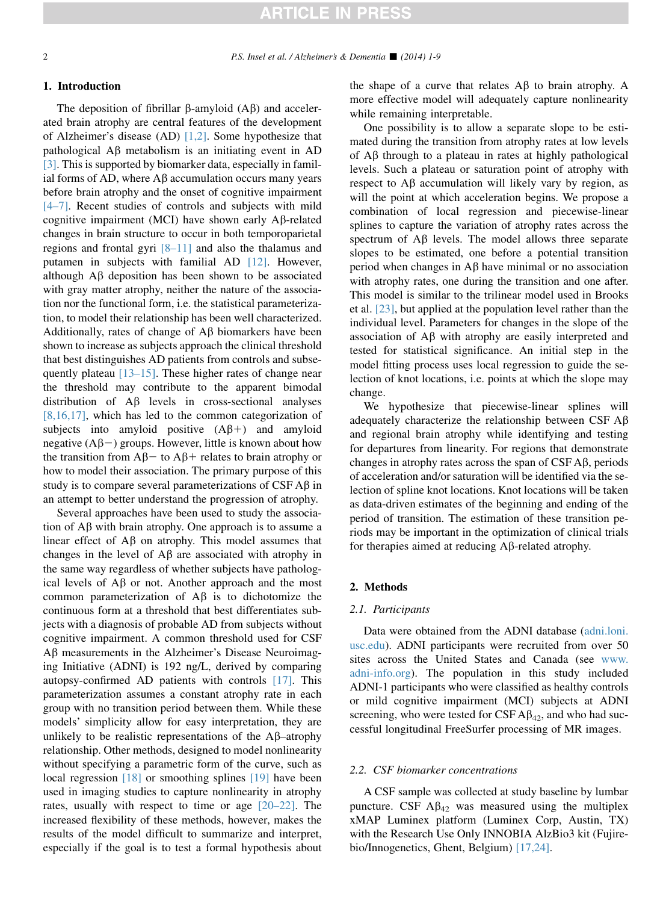## 1. Introduction

The deposition of fibrillar β-amyloid (Aβ) and accelerated brain atrophy are central features of the development of Alzheimer's disease (AD) [1,2]. Some hypothesize that pathological Aβ metabolism is an initiating event in AD [3]. This is supported by biomarker data, especially in familial forms of AD, where Aβ accumulation occurs many years before brain atrophy and the onset of cognitive impairment [4–7]. Recent studies of controls and subjects with mild cognitive impairment (MCI) have shown early Aβ-related changes in brain structure to occur in both temporoparietal regions and frontal gyri [8–11] and also the thalamus and putamen in subjects with familial AD [12]. However, although Aβ deposition has been shown to be associated with gray matter atrophy, neither the nature of the association nor the functional form, i.e. the statistical parameterization, to model their relationship has been well characterized. Additionally, rates of change of Aβ biomarkers have been shown to increase as subjects approach the clinical threshold that best distinguishes AD patients from controls and subsequently plateau [13–15]. These higher rates of change near the threshold may contribute to the apparent bimodal distribution of Aβ levels in cross-sectional analyses [8,16,17], which has led to the common categorization of subjects into amyloid positive (Aβ+) and amyloid negative (Aβ−) groups. However, little is known about how the transition from Aβ− to Aβ+ relates to brain atrophy or how to model their association. The primary purpose of this study is to compare several parameterizations of CSF Aβ in an attempt to better understand the progression of atrophy.

Several approaches have been used to study the association of Aβ with brain atrophy. One approach is to assume a linear effect of Aβ on atrophy. This model assumes that changes in the level of Aβ are associated with atrophy in the same way regardless of whether subjects have pathological levels of Aβ or not. Another approach and the most common parameterization of Aβ is to dichotomize the continuous form at a threshold that best differentiates subjects with a diagnosis of probable AD from subjects without cognitive impairment. A common threshold used for CSF Aβ measurements in the Alzheimer's Disease Neuroimaging Initiative (ADNI) is 192 ng/L, derived by comparing autopsy-confirmed AD patients with controls [17]. This parameterization assumes a constant atrophy rate in each group with no transition period between them. While these models' simplicity allow for easy interpretation, they are unlikely to be realistic representations of the Aβ–atrophy relationship. Other methods, designed to model nonlinearity without specifying a parametric form of the curve, such as local regression [18] or smoothing splines [19] have been used in imaging studies to capture nonlinearity in atrophy rates, usually with respect to time or age [20–22]. The increased flexibility of these methods, however, makes the results of the model difficult to summarize and interpret, especially if the goal is to test a formal hypothesis about the shape of a curve that relates Aβ to brain atrophy. A more effective model will adequately capture nonlinearity while remaining interpretable.

One possibility is to allow a separate slope to be estimated during the transition from atrophy rates at low levels of Aβ through to a plateau in rates at highly pathological levels. Such a plateau or saturation point of atrophy with respect to Aβ accumulation will likely vary by region, as will the point at which acceleration begins. We propose a combination of local regression and piecewise-linear splines to capture the variation of atrophy rates across the spectrum of Aβ levels. The model allows three separate slopes to be estimated, one before a potential transition period when changes in Aβ have minimal or no association with atrophy rates, one during the transition and one after. This model is similar to the trilinear model used in Brooks et al. [23], but applied at the population level rather than the individual level. Parameters for changes in the slope of the association of Aβ with atrophy are easily interpreted and tested for statistical significance. An initial step in the model fitting process uses local regression to guide the selection of knot locations, i.e. points at which the slope may change.

We hypothesize that piecewise-linear splines will adequately characterize the relationship between CSF Aβ and regional brain atrophy while identifying and testing for departures from linearity. For regions that demonstrate changes in atrophy rates across the span of CSF Aβ, periods of acceleration and/or saturation will be identified via the selection of spline knot locations. Knot locations will be taken as data-driven estimates of the beginning and ending of the period of transition. The estimation of these transition periods may be important in the optimization of clinical trials for therapies aimed at reducing Aβ-related atrophy.

## 2. Methods

### 2.1. Participants

Data were obtained from the ADNI database (adni.loni.usc.edu). ADNI participants were recruited from over 50 sites across the United States and Canada (see www.adni-info.org). The population in this study included ADNI-1 participants who were classified as healthy controls or mild cognitive impairment (MCI) subjects at ADNI screening, who were tested for CSF $A\beta_{42}$, and who had successful longitudinal FreeSurfer processing of MR images.

### 2.2. CSF biomarker concentrations

A CSF sample was collected at study baseline by lumbar puncture. CSF $A\beta_{42}$ was measured using the multiplex xMAP Luminex platform (Luminex Corp, Austin, TX) with the Research Use Only INNOBIA AlzBio3 kit (Fujirebio/Innogenetics, Ghent, Belgium) [17,24].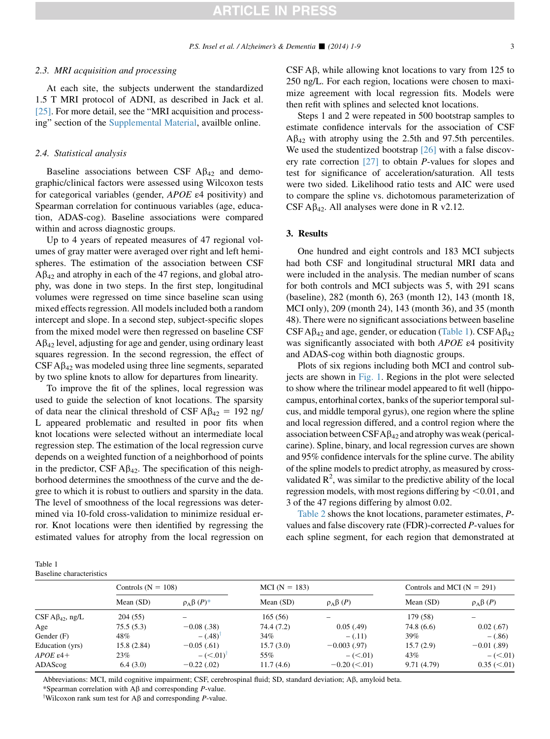### 2.3. MRI acquisition and processing

At each site, the subjects underwent the standardized 1.5 T MRI protocol of ADNI, as described in Jack et al. [25]. For more detail, see the "MRI acquisition and processing" section of the Supplemental Material, availble online.

### 2.4. Statistical analysis

Baseline associations between CSF $A\beta_{42}$ and demographic/clinical factors were assessed using Wilcoxon tests for categorical variables (gender, *APOE* ε4 positivity) and Spearman correlation for continuous variables (age, education, ADAS-cog). Baseline associations were compared within and across diagnostic groups.

Up to 4 years of repeated measures of 47 regional volumes of gray matter were averaged over right and left hemispheres. The estimation of the association between CSF $A\beta_{42}$ and atrophy in each of the 47 regions, and global atrophy, was done in two steps. In the first step, longitudinal volumes were regressed on time since baseline scan using mixed effects regression. All models included both a random intercept and slope. In a second step, subject-specific slopes from the mixed model were then regressed on baseline CSF $A\beta_{42}$ level, adjusting for age and gender, using ordinary least squares regression. In the second regression, the effect of CSF $A\beta_{42}$ was modeled using three line segments, separated by two spline knots to allow for departures from linearity.

To improve the fit of the splines, local regression was used to guide the selection of knot locations. The sparsity of data near the clinical threshold of CSF $A\beta_{42}$ = 192 ng/L appeared problematic and resulted in poor fits when knot locations were selected without an intermediate local regression step. The estimation of the local regression curve depends on a weighted function of a neighborhood of points in the predictor, CSF $A\beta_{42}$. The specification of this neighborhood determines the smoothness of the curve and the degree to which it is robust to outliers and sparsity in the data. The level of smoothness of the local regressions was determined via 10-fold cross-validation to minimize residual error. Knot locations were then identified by regressing the estimated values for atrophy from the local regression on CSF Aβ, while allowing knot locations to vary from 125 to 250 ng/L. For each region, locations were chosen to maximize agreement with local regression fits. Models were then refit with splines and selected knot locations.

Steps 1 and 2 were repeated in 500 bootstrap samples to estimate confidence intervals for the association of CSF $A\beta_{42}$ with atrophy using the 2.5th and 97.5th percentiles. We used the studentized bootstrap [26] with a false discovery rate correction [27] to obtain *P*-values for slopes and test for significance of acceleration/saturation. All tests were two sided. Likelihood ratio tests and AIC were used to compare the spline vs. dichotomous parameterization of CSF $A\beta_{42}$. All analyses were done in R v2.12.

## 3. Results

One hundred and eight controls and 183 MCI subjects had both CSF and longitudinal structural MRI data and were included in the analysis. The median number of scans for both controls and MCI subjects was 5, with 291 scans (baseline), 282 (month 6), 263 (month 12), 143 (month 18, MCI only), 209 (month 24), 143 (month 36), and 35 (month 48). There were no significant associations between baseline CSF $A\beta_{42}$ and age, gender, or education (Table 1). CSF $A\beta_{42}$ was significantly associated with both *APOE* ε4 positivity and ADAS-cog within both diagnostic groups.

Plots of six regions including both MCI and control subjects are shown in Fig. 1. Regions in the plot were selected to show where the trilinear model appeared to fit well (hippocampus, entorhinal cortex, banks of the superior temporal sulcus, and middle temporal gyrus), one region where the spline and local regression differed, and a control region where the association between CSF $A\beta_{42}$ and atrophy was weak (pericalcarine). Spline, binary, and local regression curves are shown and 95% confidence intervals for the spline curve. The ability of the spline models to predict atrophy, as measured by cross-validated $R^2$, was similar to the predictive ability of the local regression models, with most regions differing by <0.01, and 3 of the 47 regions differing by almost 0.02.

Table 2 shows the knot locations, parameter estimates, *P*-values and false discovery rate (FDR)-corrected *P*-values for each spline segment, for each region that demonstrated at

Table 1
Baseline characteristics

| | Controls (N = 108) | | MCI (N = 183) | | Controls and MCI (N = 291) | |
|---|---|---|---|---|---|---|
| | Mean (SD) | $\rho_A\beta$ (*P*)* | Mean (SD) | $\rho_A\beta$ (*P*) | Mean (SD) | $\rho_A\beta$ (*P*) |
| CSF $A\beta_{42}$, ng/L | 204 (55) | – | 165 (56) | – | 179 (58) | – |
| Age | 75.5 (5.3) | −0.08 (.38) | 74.4 (7.2) | 0.05 (.49) | 74.8 (6.6) | 0.02 (.67) |
| Gender (F) | 48% | – (.48)† | 34% | – (.11) | 39% | – (.86) |
| Education (yrs) | 15.8 (2.84) | −0.05 (.61) | 15.7 (3.0) | −0.003 (.97) | 15.7 (2.9) | −0.01 (.89) |
| *APOE* ε4+ | 23% | – (<.01)† | 55% | – (<.01) | 43% | – (<.01) |
| ADAScog | 6.4 (3.0) | −0.22 (.02) | 11.7 (4.6) | −0.20 (<.01) | 9.71 (4.79) | 0.35 (<.01) |

Abbreviations: MCI, mild cognitive impairment; CSF, cerebrospinal fluid; SD, standard deviation; Aβ, amyloid beta.
*Spearman correlation with Aβ and corresponding *P*-value.
†Wilcoxon rank sum test for Aβ and corresponding *P*-value.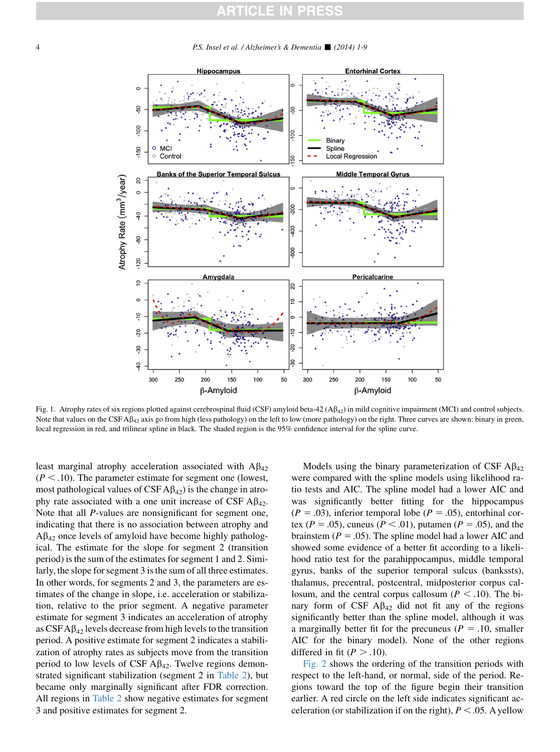Fig. 1. Atrophy rates of six regions plotted against cerebrospinal fluid (CSF) amyloid beta-42 ($A\beta_{42}$) in mild cognitive impairment (MCI) and control subjects. Note that values on the CSF $A\beta_{42}$ axis go from high (less pathology) on the left to low (more pathology) on the right. Three curves are shown: binary in green, local regression in red, and trilinear spline in black. The shaded region is the 95% confidence interval for the spline curve.

least marginal atrophy acceleration associated with $A\beta_{42}$ ($P < .10$). The parameter estimate for segment one (lowest, most pathological values of CSF $A\beta_{42}$) is the change in atrophy rate associated with a one unit increase of CSF $A\beta_{42}$. Note that all $P$-values are nonsignificant for segment one, indicating that there is no association between atrophy and $A\beta_{42}$ once levels of amyloid have become highly pathological. The estimate for the slope for segment 2 (transition period) is the sum of the estimates for segment 1 and 2. Similarly, the slope for segment 3 is the sum of all three estimates. In other words, for segments 2 and 3, the parameters are estimates of the change in slope, i.e. acceleration or stabilization, relative to the prior segment. A negative parameter estimate for segment 3 indicates an acceleration of atrophy as CSF $A\beta_{42}$ levels decrease from high levels to the transition period. A positive estimate for segment 2 indicates a stabilization of atrophy rates as subjects move from the transition period to low levels of CSF $A\beta_{42}$. Twelve regions demonstrated significant stabilization (segment 2 in Table 2), but became only marginally significant after FDR correction. All regions in Table 2 show negative estimates for segment 3 and positive estimates for segment 2.

Models using the binary parameterization of CSF $A\beta_{42}$ were compared with the spline models using likelihood ratio tests and AIC. The spline model had a lower AIC and was significantly better fitting for the hippocampus ($P = .03$), inferior temporal lobe ($P = .05$), entorhinal cortex ($P = .05$), cuneus ($P < .01$), putamen ($P = .05$), and the brainstem ($P = .05$). The spline model had a lower AIC and showed some evidence of a better fit according to a likelihood ratio test for the parahippocampus, middle temporal gyrus, banks of the superior temporal sulcus (bankssts), thalamus, precentral, postcentral, midposterior corpus callosum, and the central corpus callosum ($P < .10$). The binary form of CSF $A\beta_{42}$ did not fit any of the regions significantly better than the spline model, although it was a marginally better fit for the precuneus ($P = .10$, smaller AIC for the binary model). None of the other regions differed in fit ($P > .10$).

Fig. 2 shows the ordering of the transition periods with respect to the left-hand, or normal, side of the period. Regions toward the top of the figure begin their transition earlier. A red circle on the left side indicates significant acceleration (or stabilization if on the right), $P < .05$. A yellow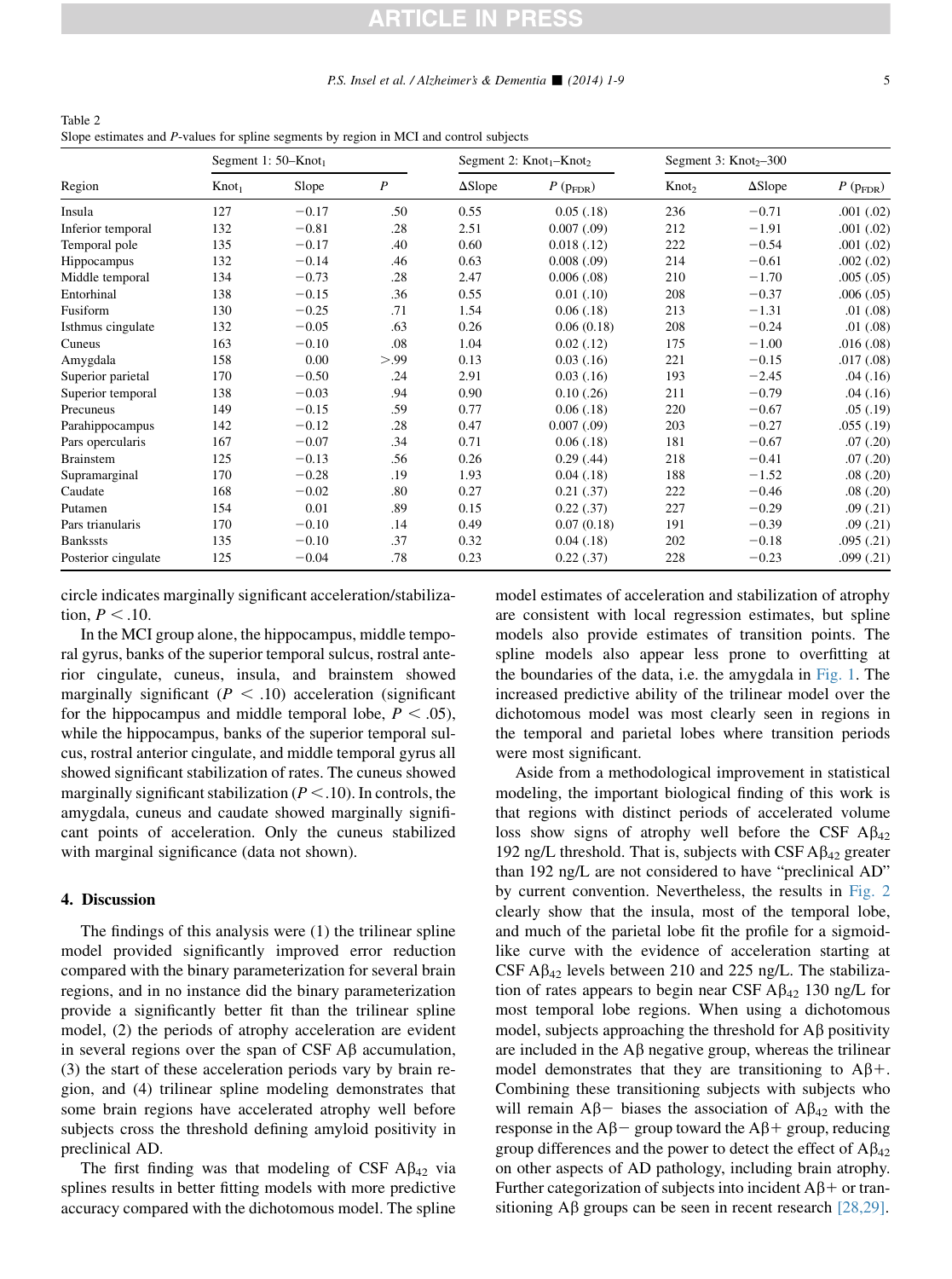Table 2
Slope estimates and P-values for spline segments by region in MCI and control subjects

| Region | Segment 1: 50–Knot$_1$ | | | Segment 2: Knot$_1$–Knot$_2$ | | Segment 3: Knot$_2$–300 | | |
|---|---|---|---|---|---|---|---|---|
| | Knot$_1$ | Slope | $P$ | ΔSlope | $P$ ($p_{FDR}$) | Knot$_2$ | ΔSlope | $P$ ($p_{FDR}$) |
| Insula | 127 | −0.17 | .50 | 0.55 | 0.05 (.18) | 236 | −0.71 | .001 (.02) |
| Inferior temporal | 132 | −0.81 | .28 | 2.51 | 0.007 (.09) | 212 | −1.91 | .001 (.02) |
| Temporal pole | 135 | −0.17 | .40 | 0.60 | 0.018 (.12) | 222 | −0.54 | .001 (.02) |
| Hippocampus | 132 | −0.14 | .46 | 0.63 | 0.008 (.09) | 214 | −0.61 | .002 (.02) |
| Middle temporal | 134 | −0.73 | .28 | 2.47 | 0.006 (.08) | 210 | −1.70 | .005 (.05) |
| Entorhinal | 138 | −0.15 | .36 | 0.55 | 0.01 (.10) | 208 | −0.37 | .006 (.05) |
| Fusiform | 130 | −0.25 | .71 | 1.54 | 0.06 (.18) | 213 | −1.31 | .01 (.08) |
| Isthmus cingulate | 132 | −0.05 | .63 | 0.26 | 0.06 (0.18) | 208 | −0.24 | .01 (.08) |
| Cuneus | 163 | −0.10 | .08 | 1.04 | 0.02 (.12) | 175 | −1.00 | .016 (.08) |
| Amygdala | 158 | 0.00 | >.99 | 0.13 | 0.03 (.16) | 221 | −0.15 | .017 (.08) |
| Superior parietal | 170 | −0.50 | .24 | 2.91 | 0.03 (.16) | 193 | −2.45 | .04 (.16) |
| Superior temporal | 138 | −0.03 | .94 | 0.90 | 0.10 (.26) | 211 | −0.79 | .04 (.16) |
| Precuneus | 149 | −0.15 | .59 | 0.77 | 0.06 (.18) | 220 | −0.67 | .05 (.19) |
| Parahippocampus | 142 | −0.12 | .28 | 0.47 | 0.007 (.09) | 203 | −0.27 | .055 (.19) |
| Pars opercularis | 167 | −0.07 | .34 | 0.71 | 0.06 (.18) | 181 | −0.67 | .07 (.20) |
| Brainstem | 125 | −0.13 | .56 | 0.26 | 0.29 (.44) | 218 | −0.41 | .07 (.20) |
| Supramarginal | 170 | −0.28 | .19 | 1.93 | 0.04 (.18) | 188 | −1.52 | .08 (.20) |
| Caudate | 168 | −0.02 | .80 | 0.27 | 0.21 (.37) | 222 | −0.46 | .08 (.20) |
| Putamen | 154 | 0.01 | .89 | 0.15 | 0.22 (.37) | 227 | −0.29 | .09 (.21) |
| Pars trianularis | 170 | −0.10 | .14 | 0.49 | 0.07 (0.18) | 191 | −0.39 | .09 (.21) |
| Bankssts | 135 | −0.10 | .37 | 0.32 | 0.04 (.18) | 202 | −0.18 | .095 (.21) |
| Posterior cingulate | 125 | −0.04 | .78 | 0.23 | 0.22 (.37) | 228 | −0.23 | .099 (.21) |

circle indicates marginally significant acceleration/stabilization, $P < .10$.

In the MCI group alone, the hippocampus, middle temporal gyrus, banks of the superior temporal sulcus, rostral anterior cingulate, cuneus, insula, and brainstem showed marginally significant ($P < .10$) acceleration (significant for the hippocampus and middle temporal lobe, $P < .05$), while the hippocampus, banks of the superior temporal sulcus, rostral anterior cingulate, and middle temporal gyrus all showed significant stabilization of rates. The cuneus showed marginally significant stabilization ($P < .10$). In controls, the amygdala, cuneus and caudate showed marginally significant points of acceleration. Only the cuneus stabilized with marginal significance (data not shown).

## 4. Discussion

The findings of this analysis were (1) the trilinear spline model provided significantly improved error reduction compared with the binary parameterization for several brain regions, and in no instance did the binary parameterization provide a significantly better fit than the trilinear spline model, (2) the periods of atrophy acceleration are evident in several regions over the span of CSF Aβ accumulation, (3) the start of these acceleration periods vary by brain region, and (4) trilinear spline modeling demonstrates that some brain regions have accelerated atrophy well before subjects cross the threshold defining amyloid positivity in preclinical AD.

The first finding was that modeling of CSF $A\beta_{42}$ via splines results in better fitting models with more predictive accuracy compared with the dichotomous model. The spline model estimates of acceleration and stabilization of atrophy are consistent with local regression estimates, but spline models also provide estimates of transition points. The spline models also appear less prone to overfitting at the boundaries of the data, i.e. the amygdala in Fig. 1. The increased predictive ability of the trilinear model over the dichotomous model was most clearly seen in regions in the temporal and parietal lobes where transition periods were most significant.

Aside from a methodological improvement in statistical modeling, the important biological finding of this work is that regions with distinct periods of accelerated volume loss show signs of atrophy well before the CSF $A\beta_{42}$ 192 ng/L threshold. That is, subjects with CSF $A\beta_{42}$ greater than 192 ng/L are not considered to have "preclinical AD" by current convention. Nevertheless, the results in Fig. 2 clearly show that the insula, most of the temporal lobe, and much of the parietal lobe fit the profile for a sigmoid-like curve with the evidence of acceleration starting at CSF $A\beta_{42}$ levels between 210 and 225 ng/L. The stabilization of rates appears to begin near CSF $A\beta_{42}$ 130 ng/L for most temporal lobe regions. When using a dichotomous model, subjects approaching the threshold for Aβ positivity are included in the Aβ negative group, whereas the trilinear model demonstrates that they are transitioning to Aβ+. Combining these transitioning subjects with subjects who will remain Aβ− biases the association of $A\beta_{42}$ with the response in the Aβ− group toward the Aβ+ group, reducing group differences and the power to detect the effect of $A\beta_{42}$ on other aspects of AD pathology, including brain atrophy. Further categorization of subjects into incident Aβ+ or transitioning Aβ groups can be seen in recent research [28,29].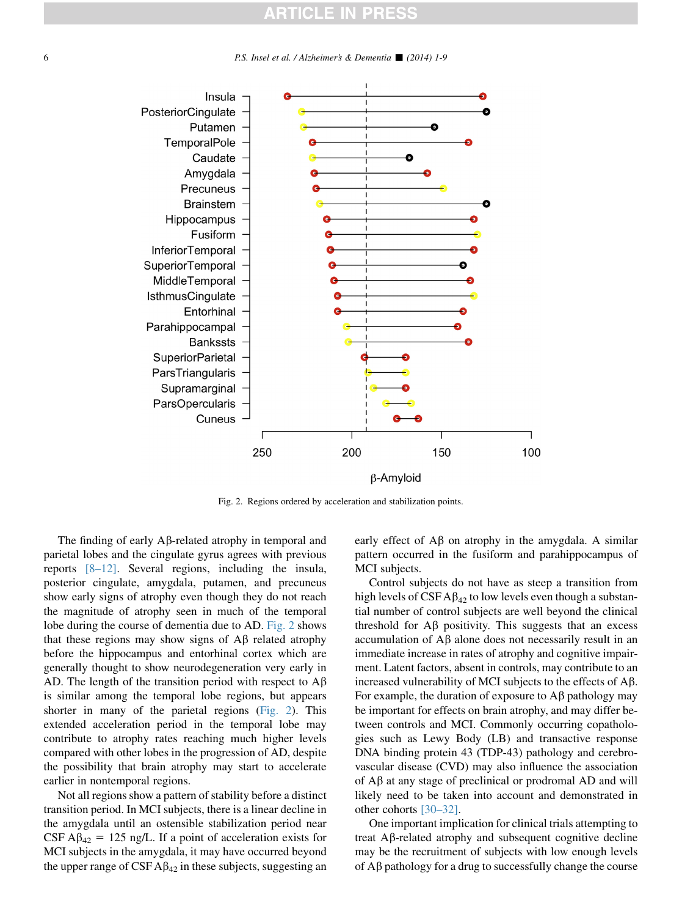Fig. 2. Regions ordered by acceleration and stabilization points.

The finding of early Aβ-related atrophy in temporal and parietal lobes and the cingulate gyrus agrees with previous reports [8–12]. Several regions, including the insula, posterior cingulate, amygdala, putamen, and precuneus show early signs of atrophy even though they do not reach the magnitude of atrophy seen in much of the temporal lobe during the course of dementia due to AD. Fig. 2 shows that these regions may show signs of Aβ related atrophy before the hippocampus and entorhinal cortex which are generally thought to show neurodegeneration very early in AD. The length of the transition period with respect to Aβ is similar among the temporal lobe regions, but appears shorter in many of the parietal regions (Fig. 2). This extended acceleration period in the temporal lobe may contribute to atrophy rates reaching much higher levels compared with other lobes in the progression of AD, despite the possibility that brain atrophy may start to accelerate earlier in nontemporal regions.

Not all regions show a pattern of stability before a distinct transition period. In MCI subjects, there is a linear decline in the amygdala until an ostensible stabilization period near CSF $A\beta_{42}$ = 125 ng/L. If a point of acceleration exists for MCI subjects in the amygdala, it may have occurred beyond the upper range of CSF $A\beta_{42}$ in these subjects, suggesting an early effect of Aβ on atrophy in the amygdala. A similar pattern occurred in the fusiform and parahippocampus of MCI subjects.

Control subjects do not have as steep a transition from high levels of CSF $A\beta_{42}$ to low levels even though a substantial number of control subjects are well beyond the clinical threshold for Aβ positivity. This suggests that an excess accumulation of Aβ alone does not necessarily result in an immediate increase in rates of atrophy and cognitive impairment. Latent factors, absent in controls, may contribute to an increased vulnerability of MCI subjects to the effects of Aβ. For example, the duration of exposure to Aβ pathology may be important for effects on brain atrophy, and may differ between controls and MCI. Commonly occurring copathologies such as Lewy Body (LB) and transactive response DNA binding protein 43 (TDP-43) pathology and cerebrovascular disease (CVD) may also influence the association of Aβ at any stage of preclinical or prodromal AD and will likely need to be taken into account and demonstrated in other cohorts [30–32].

One important implication for clinical trials attempting to treat Aβ-related atrophy and subsequent cognitive decline may be the recruitment of subjects with low enough levels of Aβ pathology for a drug to successfully change the course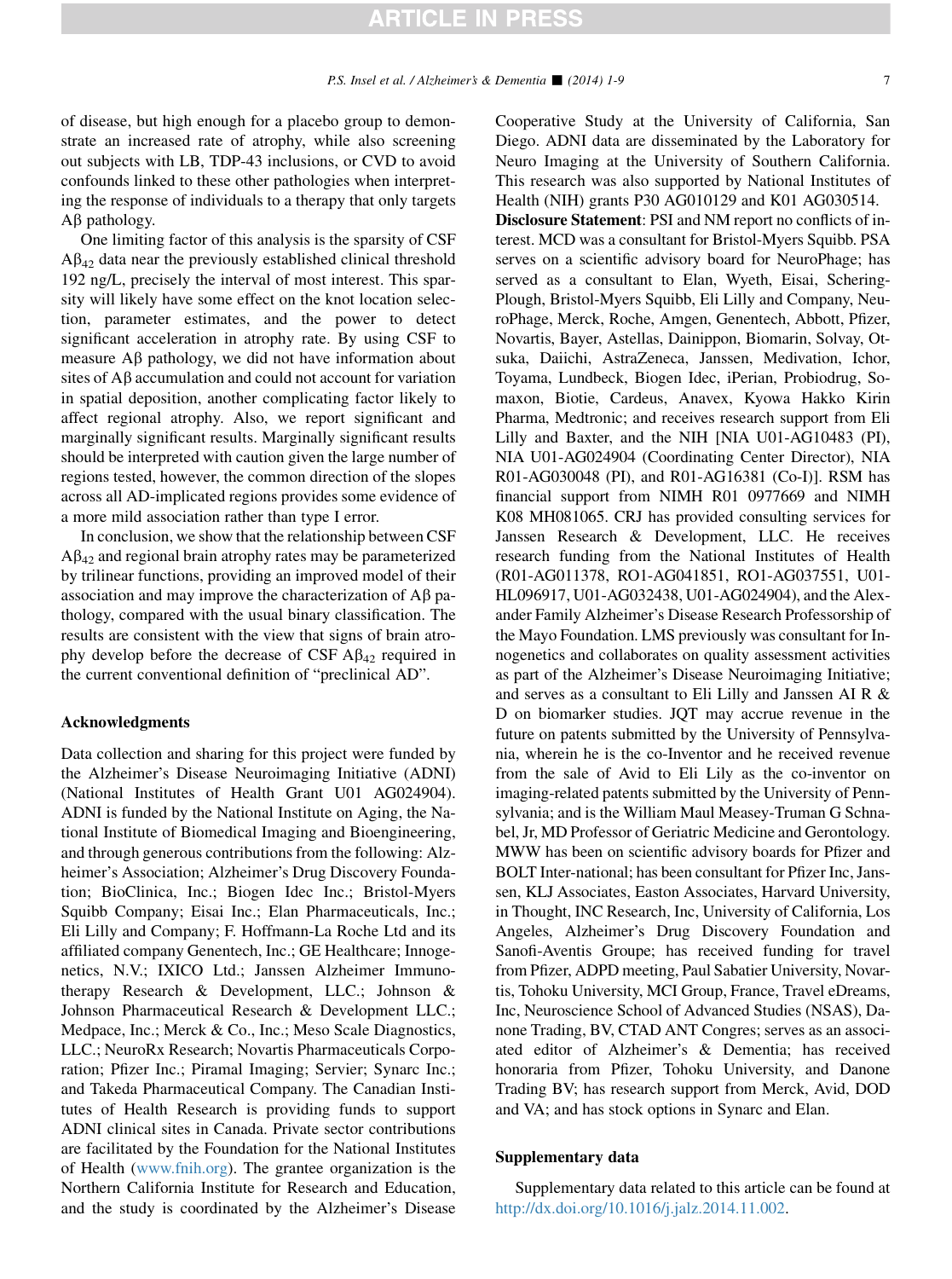of disease, but high enough for a placebo group to demonstrate an increased rate of atrophy, while also screening out subjects with LB, TDP-43 inclusions, or CVD to avoid confounds linked to these other pathologies when interpreting the response of individuals to a therapy that only targets Aβ pathology.

One limiting factor of this analysis is the sparsity of CSF $A\beta_{42}$ data near the previously established clinical threshold 192 ng/L, precisely the interval of most interest. This sparsity will likely have some effect on the knot location selection, parameter estimates, and the power to detect significant acceleration in atrophy rate. By using CSF to measure Aβ pathology, we did not have information about sites of Aβ accumulation and could not account for variation in spatial deposition, another complicating factor likely to affect regional atrophy. Also, we report significant and marginally significant results. Marginally significant results should be interpreted with caution given the large number of regions tested, however, the common direction of the slopes across all AD-implicated regions provides some evidence of a more mild association rather than type I error.

In conclusion, we show that the relationship between CSF $A\beta_{42}$ and regional brain atrophy rates may be parameterized by trilinear functions, providing an improved model of their association and may improve the characterization of Aβ pathology, compared with the usual binary classification. The results are consistent with the view that signs of brain atrophy develop before the decrease of CSF $A\beta_{42}$ required in the current conventional definition of "preclinical AD".

## Acknowledgments

Data collection and sharing for this project were funded by the Alzheimer's Disease Neuroimaging Initiative (ADNI) (National Institutes of Health Grant U01 AG024904). ADNI is funded by the National Institute on Aging, the National Institute of Biomedical Imaging and Bioengineering, and through generous contributions from the following: Alzheimer's Association; Alzheimer's Drug Discovery Foundation; BioClinica, Inc.; Biogen Idec Inc.; Bristol-Myers Squibb Company; Eisai Inc.; Elan Pharmaceuticals, Inc.; Eli Lilly and Company; F. Hoffmann-La Roche Ltd and its affiliated company Genentech, Inc.; GE Healthcare; Innogenetics, N.V.; IXICO Ltd.; Janssen Alzheimer Immunotherapy Research & Development, LLC.; Johnson & Johnson Pharmaceutical Research & Development LLC.; Medpace, Inc.; Merck & Co., Inc.; Meso Scale Diagnostics, LLC.; NeuroRx Research; Novartis Pharmaceuticals Corporation; Pfizer Inc.; Piramal Imaging; Servier; Synarc Inc.; and Takeda Pharmaceutical Company. The Canadian Institutes of Health Research is providing funds to support ADNI clinical sites in Canada. Private sector contributions are facilitated by the Foundation for the National Institutes of Health (www.fnih.org). The grantee organization is the Northern California Institute for Research and Education, and the study is coordinated by the Alzheimer's Disease Cooperative Study at the University of California, San Diego. ADNI data are disseminated by the Laboratory for Neuro Imaging at the University of Southern California. This research was also supported by National Institutes of Health (NIH) grants P30 AG010129 and K01 AG030514.

**Disclosure Statement**: PSI and NM report no conflicts of interest. MCD was a consultant for Bristol-Myers Squibb. PSA serves on a scientific advisory board for NeuroPhage; has served as a consultant to Elan, Wyeth, Eisai, Schering-Plough, Bristol-Myers Squibb, Eli Lilly and Company, NeuroPhage, Merck, Roche, Amgen, Genentech, Abbott, Pfizer, Novartis, Bayer, Astellas, Dainippon, Biomarin, Solvay, Otsuka, Daiichi, AstraZeneca, Janssen, Medivation, Ichor, Toyama, Lundbeck, Biogen Idec, iPerian, Probiodrug, Somaxon, Biotie, Cardeus, Anavex, Kyowa Hakko Kirin Pharma, Medtronic; and receives research support from Eli Lilly and Baxter, and the NIH [NIA U01-AG10483 (PI), NIA U01-AG024904 (Coordinating Center Director), NIA R01-AG030048 (PI), and R01-AG16381 (Co-I)]. RSM has financial support from NIMH R01 0977669 and NIMH K08 MH081065. CRJ has provided consulting services for Janssen Research & Development, LLC. He receives research funding from the National Institutes of Health (R01-AG011378, RO1-AG041851, RO1-AG037551, U01-HL096917, U01-AG032438, U01-AG024904), and the Alexander Family Alzheimer's Disease Research Professorship of the Mayo Foundation. LMS previously was consultant for Innogenetics and collaborates on quality assessment activities as part of the Alzheimer's Disease Neuroimaging Initiative; and serves as a consultant to Eli Lilly and Janssen AI R & D on biomarker studies. JQT may accrue revenue in the future on patents submitted by the University of Pennsylvania, wherein he is the co-Inventor and he received revenue from the sale of Avid to Eli Lily as the co-inventor on imaging-related patents submitted by the University of Pennsylvania; and is the William Maul Measey-Truman G Schnabel, Jr, MD Professor of Geriatric Medicine and Gerontology. MWW has been on scientific advisory boards for Pfizer and BOLT Inter-national; has been consultant for Pfizer Inc, Janssen, KLJ Associates, Easton Associates, Harvard University, in Thought, INC Research, Inc, University of California, Los Angeles, Alzheimer's Drug Discovery Foundation and Sanofi-Aventis Groupe; has received funding for travel from Pfizer, ADPD meeting, Paul Sabatier University, Novartis, Tohoku University, MCI Group, France, Travel eDreams, Inc, Neuroscience School of Advanced Studies (NSAS), Danone Trading, BV, CTAD ANT Congres; serves as an associated editor of Alzheimer's & Dementia; has received honoraria from Pfizer, Tohoku University, and Danone Trading BV; has research support from Merck, Avid, DOD and VA; and has stock options in Synarc and Elan.

## Supplementary data

Supplementary data related to this article can be found at http://dx.doi.org/10.1016/j.jalz.2014.11.002.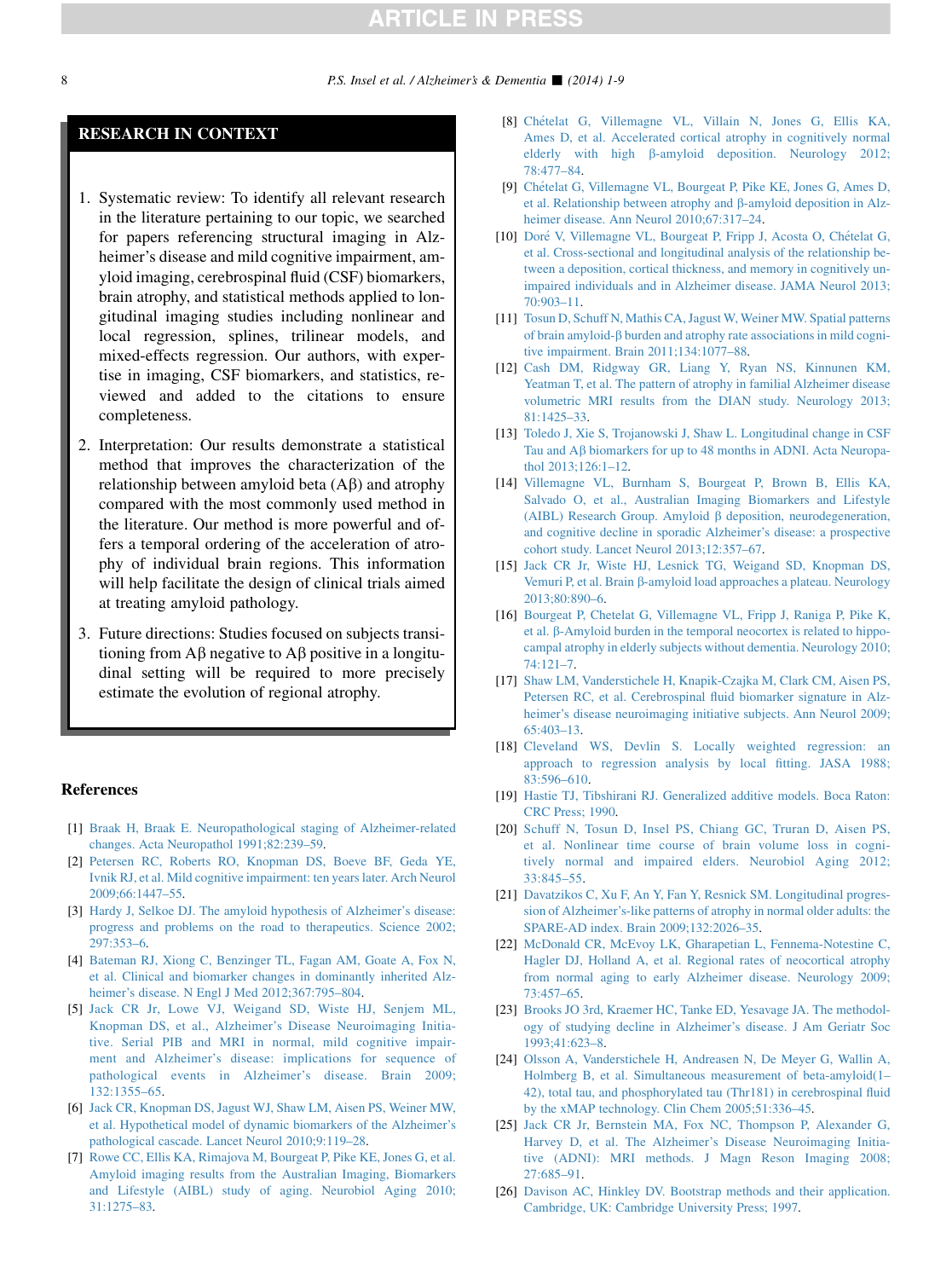## RESEARCH IN CONTEXT

1. Systematic review: To identify all relevant research in the literature pertaining to our topic, we searched for papers referencing structural imaging in Alzheimer's disease and mild cognitive impairment, amyloid imaging, cerebrospinal fluid (CSF) biomarkers, brain atrophy, and statistical methods applied to longitudinal imaging studies including nonlinear and local regression, splines, trilinear models, and mixed-effects regression. Our authors, with expertise in imaging, CSF biomarkers, and statistics, reviewed and added to the citations to ensure completeness.
2. Interpretation: Our results demonstrate a statistical method that improves the characterization of the relationship between amyloid beta (Aβ) and atrophy compared with the most commonly used method in the literature. Our method is more powerful and offers a temporal ordering of the acceleration of atrophy of individual brain regions. This information will help facilitate the design of clinical trials aimed at treating amyloid pathology.
3. Future directions: Studies focused on subjects transitioning from Aβ negative to Aβ positive in a longitudinal setting will be required to more precisely estimate the evolution of regional atrophy.

## References

[1] Braak H, Braak E. Neuropathological staging of Alzheimer-related changes. Acta Neuropathol 1991;82:239–59.

[2] Petersen RC, Roberts RO, Knopman DS, Boeve BF, Geda YE, Ivnik RJ, et al. Mild cognitive impairment: ten years later. Arch Neurol 2009;66:1447–55.

[3] Hardy J, Selkoe DJ. The amyloid hypothesis of Alzheimer's disease: progress and problems on the road to therapeutics. Science 2002;297:353–6.

[4] Bateman RJ, Xiong C, Benzinger TL, Fagan AM, Goate A, Fox N, et al. Clinical and biomarker changes in dominantly inherited Alzheimer's disease. N Engl J Med 2012;367:795–804.

[5] Jack CR Jr, Lowe VJ, Weigand SD, Wiste HJ, Senjem ML, Knopman DS, et al., Alzheimer's Disease Neuroimaging Initiative. Serial PIB and MRI in normal, mild cognitive impairment and Alzheimer's disease: implications for sequence of pathological events in Alzheimer's disease. Brain 2009;132:1355–65.

[6] Jack CR, Knopman DS, Jagust WJ, Shaw LM, Aisen PS, Weiner MW, et al. Hypothetical model of dynamic biomarkers of the Alzheimer's pathological cascade. Lancet Neurol 2010;9:119–28.

[7] Rowe CC, Ellis KA, Rimajova M, Bourgeat P, Pike KE, Jones G, et al. Amyloid imaging results from the Australian Imaging, Biomarkers and Lifestyle (AIBL) study of aging. Neurobiol Aging 2010;31:1275–83.

[8] Chételat G, Villemagne VL, Villain N, Jones G, Ellis KA, Ames D, et al. Accelerated cortical atrophy in cognitively normal elderly with high β-amyloid deposition. Neurology 2012;78:477–84.

[9] Chételat G, Villemagne VL, Bourgeat P, Pike KE, Jones G, Ames D, et al. Relationship between atrophy and β-amyloid deposition in Alzheimer disease. Ann Neurol 2010;67:317–24.

[10] Doré V, Villemagne VL, Bourgeat P, Fripp J, Acosta O, Chételat G, et al. Cross-sectional and longitudinal analysis of the relationship between a deposition, cortical thickness, and memory in cognitively unimpaired individuals and in Alzheimer disease. JAMA Neurol 2013;70:903–11.

[11] Tosun D, Schuff N, Mathis CA, Jagust W, Weiner MW. Spatial patterns of brain amyloid-β burden and atrophy rate associations in mild cognitive impairment. Brain 2011;134:1077–88.

[12] Cash DM, Ridgway GR, Liang Y, Ryan NS, Kinnunen KM, Yeatman T, et al. The pattern of atrophy in familial Alzheimer disease volumetric MRI results from the DIAN study. Neurology 2013;81:1425–33.

[13] Toledo J, Xie S, Trojanowski J, Shaw L. Longitudinal change in CSF Tau and Aβ biomarkers for up to 48 months in ADNI. Acta Neuropathol 2013;126:1–12.

[14] Villemagne VL, Burnham S, Bourgeat P, Brown B, Ellis KA, Salvado O, et al., Australian Imaging Biomarkers and Lifestyle (AIBL) Research Group. Amyloid β deposition, neurodegeneration, and cognitive decline in sporadic Alzheimer's disease: a prospective cohort study. Lancet Neurol 2013;12:357–67.

[15] Jack CR Jr, Wiste HJ, Lesnick TG, Weigand SD, Knopman DS, Vemuri P, et al. Brain β-amyloid load approaches a plateau. Neurology 2013;80:890–6.

[16] Bourgeat P, Chetelat G, Villemagne VL, Fripp J, Raniga P, Pike K, et al. β-Amyloid burden in the temporal neocortex is related to hippocampal atrophy in elderly subjects without dementia. Neurology 2010;74:121–7.

[17] Shaw LM, Vanderstichele H, Knapik-Czajka M, Clark CM, Aisen PS, Petersen RC, et al. Cerebrospinal fluid biomarker signature in Alzheimer's disease neuroimaging initiative subjects. Ann Neurol 2009;65:403–13.

[18] Cleveland WS, Devlin S. Locally weighted regression: an approach to regression analysis by local fitting. JASA 1988;83:596–610.

[19] Hastie TJ, Tibshirani RJ. Generalized additive models. Boca Raton: CRC Press; 1990.

[20] Schuff N, Tosun D, Insel PS, Chiang GC, Truran D, Aisen PS, et al. Nonlinear time course of brain volume loss in cognitively normal and impaired elders. Neurobiol Aging 2012;33:845–55.

[21] Davatzikos C, Xu F, An Y, Fan Y, Resnick SM. Longitudinal progression of Alzheimer's-like patterns of atrophy in normal older adults: the SPARE-AD index. Brain 2009;132:2026–35.

[22] McDonald CR, McEvoy LK, Gharapetian L, Fennema-Notestine C, Hagler DJ, Holland A, et al. Regional rates of neocortical atrophy from normal aging to early Alzheimer disease. Neurology 2009;73:457–65.

[23] Brooks JO 3rd, Kraemer HC, Tanke ED, Yesavage JA. The methodology of studying decline in Alzheimer's disease. J Am Geriatr Soc 1993;41:623–8.

[24] Olsson A, Vanderstichele H, Andreasen N, De Meyer G, Wallin A, Holmberg B, et al. Simultaneous measurement of beta-amyloid(1–42), total tau, and phosphorylated tau (Thr181) in cerebrospinal fluid by the xMAP technology. Clin Chem 2005;51:336–45.

[25] Jack CR Jr, Bernstein MA, Fox NC, Thompson P, Alexander G, Harvey D, et al. The Alzheimer's Disease Neuroimaging Initiative (ADNI): MRI methods. J Magn Reson Imaging 2008;27:685–91.

[26] Davison AC, Hinkley DV. Bootstrap methods and their application. Cambridge, UK: Cambridge University Press; 1997.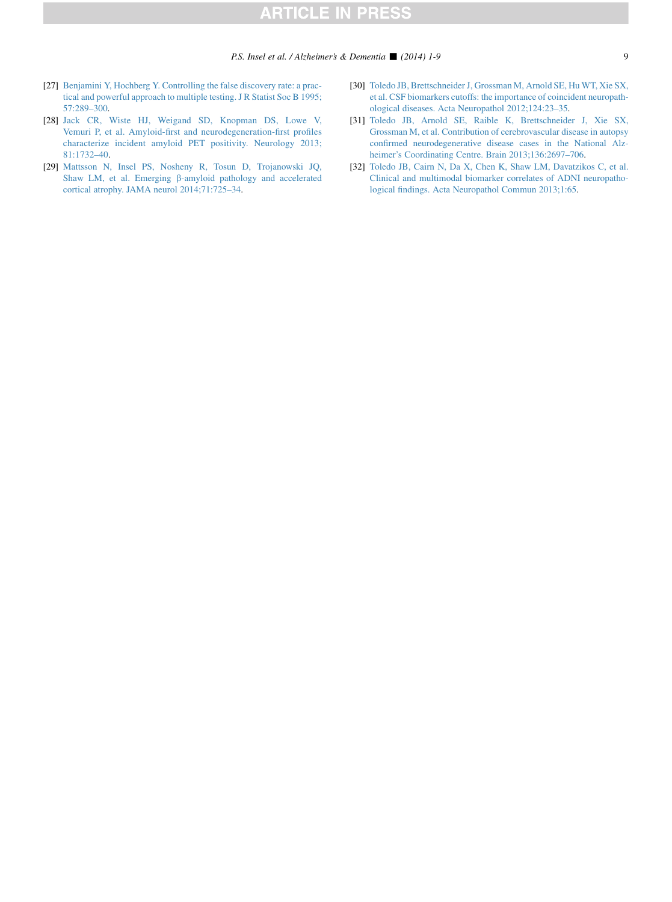[27] Benjamini Y, Hochberg Y. Controlling the false discovery rate: a practical and powerful approach to multiple testing. J R Statist Soc B 1995;57:289–300.

[28] Jack CR, Wiste HJ, Weigand SD, Knopman DS, Lowe V, Vemuri P, et al. Amyloid-first and neurodegeneration-first profiles characterize incident amyloid PET positivity. Neurology 2013;81:1732–40.

[29] Mattsson N, Insel PS, Nosheny R, Tosun D, Trojanowski JQ, Shaw LM, et al. Emerging β-amyloid pathology and accelerated cortical atrophy. JAMA neurol 2014;71:725–34.

[30] Toledo JB, Brettschneider J, Grossman M, Arnold SE, Hu WT, Xie SX, et al. CSF biomarkers cutoffs: the importance of coincident neuropathological diseases. Acta Neuropathol 2012;124:23–35.

[31] Toledo JB, Arnold SE, Raible K, Brettschneider J, Xie SX, Grossman M, et al. Contribution of cerebrovascular disease in autopsy confirmed neurodegenerative disease cases in the National Alzheimer's Coordinating Centre. Brain 2013;136:2697–706.

[32] Toledo JB, Cairn N, Da X, Chen K, Shaw LM, Davatzikos C, et al. Clinical and multimodal biomarker correlates of ADNI neuropathological findings. Acta Neuropathol Commun 2013;1:65.